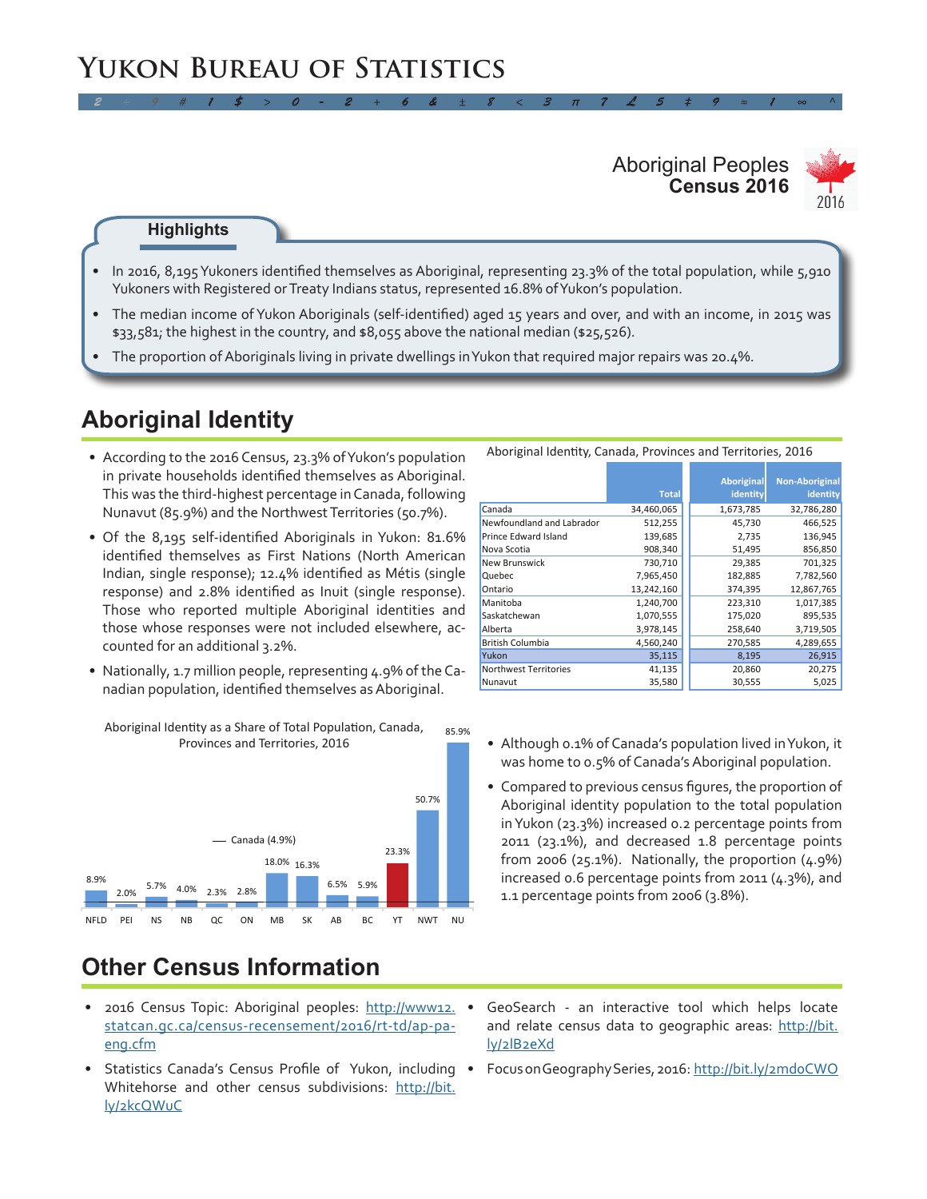# Yukon Bureau of Statistics

## Aboriginal Peoples Census 2016

### Highlights

- In 2016, 8,195 Yukoners identified themselves as Aboriginal, representing 23.3% of the total population, while 5,910 Yukoners with Registered or Treaty Indians status, represented 16.8% of Yukon's population.
- The median income of Yukon Aboriginals (self-identified) aged 15 years and over, and with an income, in 2015 was $33,581; the highest in the country, and $8,055 above the national median ($25,526).
- The proportion of Aboriginals living in private dwellings in Yukon that required major repairs was 20.4%.

## Aboriginal Identity

- According to the 2016 Census, 23.3% of Yukon's population in private households identified themselves as Aboriginal. This was the third-highest percentage in Canada, following Nunavut (85.9%) and the Northwest Territories (50.7%).
- Of the 8,195 self-identified Aboriginals in Yukon: 81.6% identified themselves as First Nations (North American Indian, single response); 12.4% identified as Métis (single response) and 2.8% identified as Inuit (single response). Those who reported multiple Aboriginal identities and those whose responses were not included elsewhere, accounted for an additional 3.2%.
- Nationally, 1.7 million people, representing 4.9% of the Canadian population, identified themselves as Aboriginal.

Aboriginal Identity, Canada, Provinces and Territories, 2016

| | Total | Aboriginal identity | Non-Aboriginal identity |
|---|---|---|---|
| Canada | 34,460,065 | 1,673,785 | 32,786,280 |
| Newfoundland and Labrador | 512,255 | 45,730 | 466,525 |
| Prince Edward Island | 139,685 | 2,735 | 136,945 |
| Nova Scotia | 908,340 | 51,495 | 856,850 |
| New Brunswick | 730,710 | 29,385 | 701,325 |
| Quebec | 7,965,450 | 182,885 | 7,782,560 |
| Ontario | 13,242,160 | 374,395 | 12,867,765 |
| Manitoba | 1,240,700 | 223,310 | 1,017,385 |
| Saskatchewan | 1,070,555 | 175,020 | 895,535 |
| Alberta | 3,978,145 | 258,640 | 3,719,505 |
| British Columbia | 4,560,240 | 270,585 | 4,289,655 |
| Yukon | 35,115 | 8,195 | 26,915 |
| Northwest Territories | 41,135 | 20,860 | 20,275 |
| Nunavut | 35,580 | 30,555 | 5,025 |

Aboriginal Identity as a Share of Total Population, Canada, Provinces and Territories, 2016

| NFLD | PEI | NS | NB | QC | ON | MB | SK | AB | BC | YT | NWT | NU |
|---|---|---|---|---|---|---|---|---|---|---|---|---|
| 8.9% | 2.0% | 5.7% | 4.0% | 2.3% | 2.8% | 18.0% | 16.3% | 6.5% | 5.9% | 23.3% | 50.7% | 85.9% |

Canada (4.9%)

- Although 0.1% of Canada's population lived in Yukon, it was home to 0.5% of Canada's Aboriginal population.
- Compared to previous census figures, the proportion of Aboriginal identity population to the total population in Yukon (23.3%) increased 0.2 percentage points from 2011 (23.1%), and decreased 1.8 percentage points from 2006 (25.1%). Nationally, the proportion (4.9%) increased 0.6 percentage points from 2011 (4.3%), and 1.1 percentage points from 2006 (3.8%).

## Other Census Information

- 2016 Census Topic: Aboriginal peoples: http://www12.statcan.gc.ca/census-recensement/2016/rt-td/ap-pa-eng.cfm
- Statistics Canada's Census Profile of Yukon, including Whitehorse and other census subdivisions: http://bit.ly/2kcQWuC
- GeoSearch - an interactive tool which helps locate and relate census data to geographic areas: http://bit.ly/2lB2eXd
- Focus on Geography Series, 2016: http://bit.ly/2mdoCWO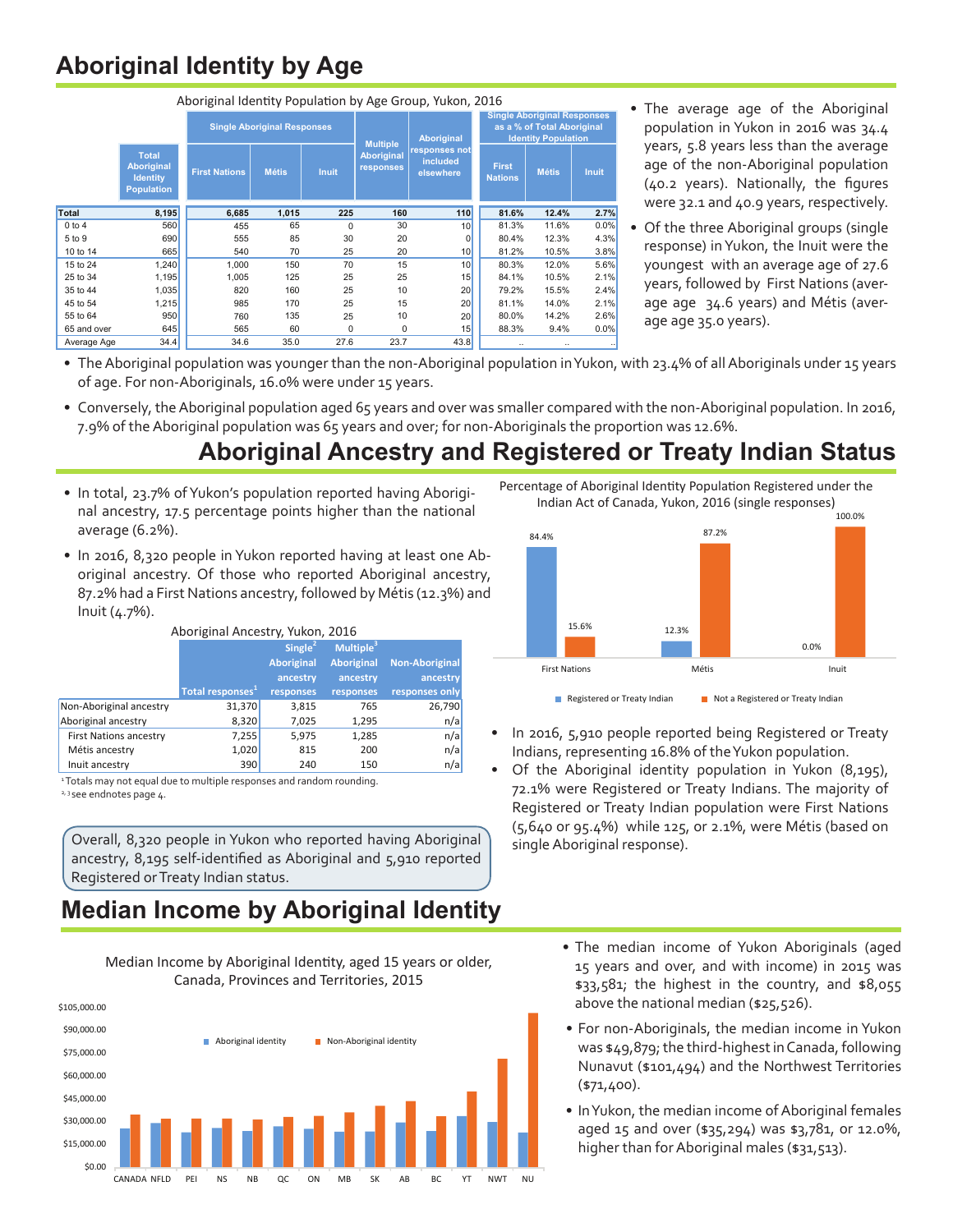## Aboriginal Identity by Age

Aboriginal Identity Population by Age Group, Yukon, 2016

| | Total Aboriginal Identity Population | Single Aboriginal Responses | | | Multiple Aboriginal responses | Aboriginal responses not included elsewhere | Single Aboriginal Responses as a % of Total Aboriginal Identity Population | | |
|---|---|---|---|---|---|---|---|---|---|
| | | First Nations | Métis | Inuit | | | First Nations | Métis | Inuit |
| **Total** | **8,195** | **6,685** | **1,015** | **225** | **160** | **110** | **81.6%** | **12.4%** | **2.7%** |
| 0 to 4 | 560 | 455 | 65 | 0 | 30 | 10 | 81.3% | 11.6% | 0.0% |
| 5 to 9 | 690 | 555 | 85 | 30 | 20 | 0 | 80.4% | 12.3% | 4.3% |
| 10 to 14 | 665 | 540 | 70 | 25 | 20 | 10 | 81.2% | 10.5% | 3.8% |
| 15 to 24 | 1,240 | 1,000 | 150 | 70 | 15 | 10 | 80.3% | 12.0% | 5.6% |
| 25 to 34 | 1,195 | 1,005 | 125 | 25 | 25 | 15 | 84.1% | 10.5% | 2.1% |
| 35 to 44 | 1,035 | 820 | 160 | 25 | 10 | 20 | 79.2% | 15.5% | 2.4% |
| 45 to 54 | 1,215 | 985 | 170 | 25 | 15 | 20 | 81.1% | 14.0% | 2.1% |
| 55 to 64 | 950 | 760 | 135 | 25 | 10 | 20 | 80.0% | 14.2% | 2.6% |
| 65 and over | 645 | 565 | 60 | 0 | 0 | 15 | 88.3% | 9.4% | 0.0% |
| Average Age | 34.4 | 34.6 | 35.0 | 27.6 | 23.7 | 43.8 | .. | .. | .. |

- The average age of the Aboriginal population in Yukon in 2016 was 34.4 years, 5.8 years less than the average age of the non-Aboriginal population (40.2 years). Nationally, the figures were 32.1 and 40.9 years, respectively.
- Of the three Aboriginal groups (single response) in Yukon, the Inuit were the youngest with an average age of 27.6 years, followed by First Nations (average age 34.6 years) and Métis (average age 35.0 years).
- The Aboriginal population was younger than the non-Aboriginal population in Yukon, with 23.4% of all Aboriginals under 15 years of age. For non-Aboriginals, 16.0% were under 15 years.
- Conversely, the Aboriginal population aged 65 years and over was smaller compared with the non-Aboriginal population. In 2016, 7.9% of the Aboriginal population was 65 years and over; for non-Aboriginals the proportion was 12.6%.

## Aboriginal Ancestry and Registered or Treaty Indian Status

- In total, 23.7% of Yukon's population reported having Aboriginal ancestry, 17.5 percentage points higher than the national average (6.2%).
- In 2016, 8,320 people in Yukon reported having at least one Aboriginal ancestry. Of those who reported Aboriginal ancestry, 87.2% had a First Nations ancestry, followed by Métis (12.3%) and Inuit (4.7%).

Aboriginal Ancestry, Yukon, 2016

| | Total responses[1] | Single[2] Aboriginal ancestry responses | Multiple[3] Aboriginal ancestry responses | Non-Aboriginal ancestry responses only |
|---|---|---|---|---|
| Non-Aboriginal ancestry | 31,370 | 3,815 | 765 | 26,790 |
| Aboriginal ancestry | 8,320 | 7,025 | 1,295 | n/a |
| First Nations ancestry | 7,255 | 5,975 | 1,285 | n/a |
| Métis ancestry | 1,020 | 815 | 200 | n/a |
| Inuit ancestry | 390 | 240 | 150 | n/a |

[1] Totals may not equal due to multiple responses and random rounding.
[2, 3] see endnotes page 4.

Overall, 8,320 people in Yukon who reported having Aboriginal ancestry, 8,195 self-identified as Aboriginal and 5,910 reported Registered or Treaty Indian status.

Percentage of Aboriginal Identity Population Registered under the Indian Act of Canada, Yukon, 2016 (single responses)

| | Registered or Treaty Indian | Not a Registered or Treaty Indian |
|---|---|---|
| First Nations | 84.4% | 15.6% |
| Métis | 12.3% | 87.2% |
| Inuit | 0.0% | 100.0% |

- In 2016, 5,910 people reported being Registered or Treaty Indians, representing 16.8% of the Yukon population.
- Of the Aboriginal identity population in Yukon (8,195), 72.1% were Registered or Treaty Indians. The majority of Registered or Treaty Indian population were First Nations (5,640 or 95.4%) while 125, or 2.1%, were Métis (based on single Aboriginal response).

## Median Income by Aboriginal Identity

Median Income by Aboriginal Identity, aged 15 years or older, Canada, Provinces and Territories, 2015

(Bar chart: Aboriginal identity vs. Non-Aboriginal identity for CANADA, NFLD, PEI, NS, NB, QC, ON, MB, SK, AB, BC, YT, NWT, NU; axis $0.00 to $105,000.00)

- The median income of Yukon Aboriginals (aged 15 years and over, and with income) in 2015 was $33,581; the highest in the country, and $8,055 above the national median ($25,526).
- For non-Aboriginals, the median income in Yukon was $49,879; the third-highest in Canada, following Nunavut ($101,494) and the Northwest Territories ($71,400).
- In Yukon, the median income of Aboriginal females aged 15 and over ($35,294) was $3,781, or 12.0%, higher than for Aboriginal males ($31,513).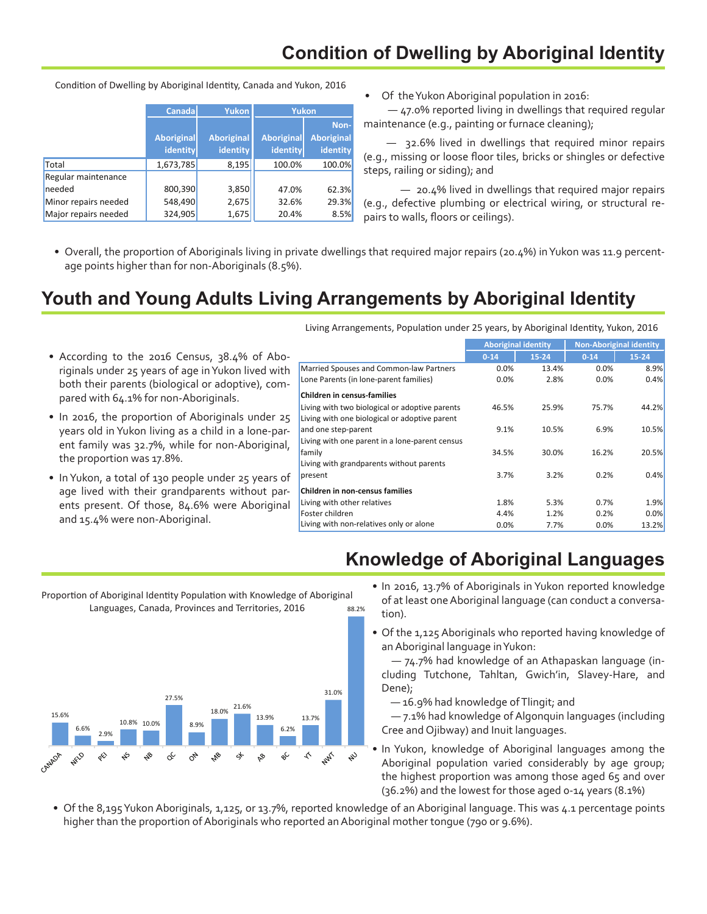# Condition of Dwelling by Aboriginal Identity

Condition of Dwelling by Aboriginal Identity, Canada and Yukon, 2016

| | Canada | Yukon | Yukon | |
|---|---|---|---|---|
| | Aboriginal identity | Aboriginal identity | Aboriginal identity | Non-Aboriginal identity |
| Total | 1,673,785 | 8,195 | 100.0% | 100.0% |
| Regular maintenance needed | 800,390 | 3,850 | 47.0% | 62.3% |
| Minor repairs needed | 548,490 | 2,675 | 32.6% | 29.3% |
| Major repairs needed | 324,905 | 1,675 | 20.4% | 8.5% |

- Of the Yukon Aboriginal population in 2016:

  — 47.0% reported living in dwellings that required regular maintenance (e.g., painting or furnace cleaning);

  — 32.6% lived in dwellings that required minor repairs (e.g., missing or loose floor tiles, bricks or shingles or defective steps, railing or siding); and

  — 20.4% lived in dwellings that required major repairs (e.g., defective plumbing or electrical wiring, or structural repairs to walls, floors or ceilings).

- Overall, the proportion of Aboriginals living in private dwellings that required major repairs (20.4%) in Yukon was 11.9 percentage points higher than for non-Aboriginals (8.5%).

# Youth and Young Adults Living Arrangements by Aboriginal Identity

- According to the 2016 Census, 38.4% of Aboriginals under 25 years of age in Yukon lived with both their parents (biological or adoptive), compared with 64.1% for non-Aboriginals.
- In 2016, the proportion of Aboriginals under 25 years old in Yukon living as a child in a lone-parent family was 32.7%, while for non-Aboriginal, the proportion was 17.8%.
- In Yukon, a total of 130 people under 25 years of age lived with their grandparents without parents present. Of those, 84.6% were Aboriginal and 15.4% were non-Aboriginal.

Living Arrangements, Population under 25 years, by Aboriginal Identity, Yukon, 2016

| | Aboriginal identity | | Non-Aboriginal identity | |
|---|---|---|---|---|
| | 0-14 | 15-24 | 0-14 | 15-24 |
| Married Spouses and Common-law Partners | 0.0% | 13.4% | 0.0% | 8.9% |
| Lone Parents (in lone-parent families) | 0.0% | 2.8% | 0.0% | 0.4% |
| **Children in census-families** | | | | |
| Living with two biological or adoptive parents | 46.5% | 25.9% | 75.7% | 44.2% |
| Living with one biological or adoptive parent and one step-parent | 9.1% | 10.5% | 6.9% | 10.5% |
| Living with one parent in a lone-parent census family | 34.5% | 30.0% | 16.2% | 20.5% |
| Living with grandparents without parents present | 3.7% | 3.2% | 0.2% | 0.4% |
| **Children in non-census families** | | | | |
| Living with other relatives | 1.8% | 5.3% | 0.7% | 1.9% |
| Foster children | 4.4% | 1.2% | 0.2% | 0.0% |
| Living with non-relatives only or alone | 0.0% | 7.7% | 0.0% | 13.2% |

# Knowledge of Aboriginal Languages

Proportion of Aboriginal Identity Population with Knowledge of Aboriginal Languages, Canada, Provinces and Territories, 2016

| CANADA | NFLD | PEI | NS | NB | QC | ON | MB | SK | AB | BC | YT | NWT | NU |
|---|---|---|---|---|---|---|---|---|---|---|---|---|---|
| 15.6% | 6.6% | 2.9% | 10.8% | 10.0% | 27.5% | 8.9% | 18.0% | 21.6% | 13.9% | 6.2% | 13.7% | 31.0% | 88.2% |

- In 2016, 13.7% of Aboriginals in Yukon reported knowledge of at least one Aboriginal language (can conduct a conversation).
- Of the 1,125 Aboriginals who reported having knowledge of an Aboriginal language in Yukon:

  — 74.7% had knowledge of an Athapaskan language (including Tutchone, Tahltan, Gwich'in, Slavey-Hare, and Dene);

  — 16.9% had knowledge of Tlingit; and

  — 7.1% had knowledge of Algonquin languages (including Cree and Ojibway) and Inuit languages.

- In Yukon, knowledge of Aboriginal languages among the Aboriginal population varied considerably by age group; the highest proportion was among those aged 65 and over (36.2%) and the lowest for those aged 0-14 years (8.1%)
- Of the 8,195 Yukon Aboriginals, 1,125, or 13.7%, reported knowledge of an Aboriginal language. This was 4.1 percentage points higher than the proportion of Aboriginals who reported an Aboriginal mother tongue (790 or 9.6%).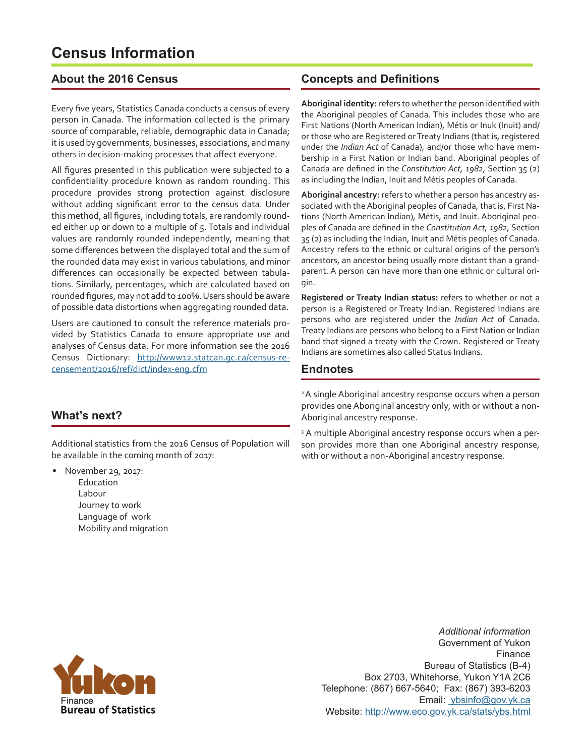# Census Information

## About the 2016 Census

Every five years, Statistics Canada conducts a census of every person in Canada. The information collected is the primary source of comparable, reliable, demographic data in Canada; it is used by governments, businesses, associations, and many others in decision-making processes that affect everyone.

All figures presented in this publication were subjected to a confidentiality procedure known as random rounding. This procedure provides strong protection against disclosure without adding significant error to the census data. Under this method, all figures, including totals, are randomly rounded either up or down to a multiple of 5. Totals and individual values are randomly rounded independently, meaning that some differences between the displayed total and the sum of the rounded data may exist in various tabulations, and minor differences can occasionally be expected between tabulations. Similarly, percentages, which are calculated based on rounded figures, may not add to 100%. Users should be aware of possible data distortions when aggregating rounded data.

Users are cautioned to consult the reference materials provided by Statistics Canada to ensure appropriate use and analyses of Census data. For more information see the 2016 Census Dictionary: [http://www12.statcan.gc.ca/census-recensement/2016/ref/dict/index-eng.cfm](http://www12.statcan.gc.ca/census-recensement/2016/ref/dict/index-eng.cfm)

## What's next?

Additional statistics from the 2016 Census of Population will be available in the coming month of 2017:

- November 29, 2017:
  - Education
  - Labour
  - Journey to work
  - Language of work
  - Mobility and migration

## Concepts and Definitions

**Aboriginal identity:** refers to whether the person identified with the Aboriginal peoples of Canada. This includes those who are First Nations (North American Indian), Métis or Inuk (Inuit) and/or those who are Registered or Treaty Indians (that is, registered under the *Indian Act* of Canada), and/or those who have membership in a First Nation or Indian band. Aboriginal peoples of Canada are defined in the *Constitution Act, 1982*, Section 35 (2) as including the Indian, Inuit and Métis peoples of Canada.

**Aboriginal ancestry:** refers to whether a person has ancestry associated with the Aboriginal peoples of Canada, that is, First Nations (North American Indian), Métis, and Inuit. Aboriginal peoples of Canada are defined in the *Constitution Act, 1982*, Section 35 (2) as including the Indian, Inuit and Métis peoples of Canada. Ancestry refers to the ethnic or cultural origins of the person's ancestors, an ancestor being usually more distant than a grandparent. A person can have more than one ethnic or cultural origin.

**Registered or Treaty Indian status:** refers to whether or not a person is a Registered or Treaty Indian. Registered Indians are persons who are registered under the *Indian Act* of Canada. Treaty Indians are persons who belong to a First Nation or Indian band that signed a treaty with the Crown. Registered or Treaty Indians are sometimes also called Status Indians.

## Endnotes

[2] A single Aboriginal ancestry response occurs when a person provides one Aboriginal ancestry only, with or without a non-Aboriginal ancestry response.

[3] A multiple Aboriginal ancestry response occurs when a person provides more than one Aboriginal ancestry response, with or without a non-Aboriginal ancestry response.

Yukon
Finance
**Bureau of Statistics**

*Additional information*
Government of Yukon
Finance
Bureau of Statistics (B-4)
Box 2703, Whitehorse, Yukon Y1A 2C6
Telephone: (867) 667-5640; Fax: (867) 393-6203
Email: [ybsinfo@gov.yk.ca](mailto:ybsinfo@gov.yk.ca)
Website: [http://www.eco.gov.yk.ca/stats/ybs.html](http://www.eco.gov.yk.ca/stats/ybs.html)